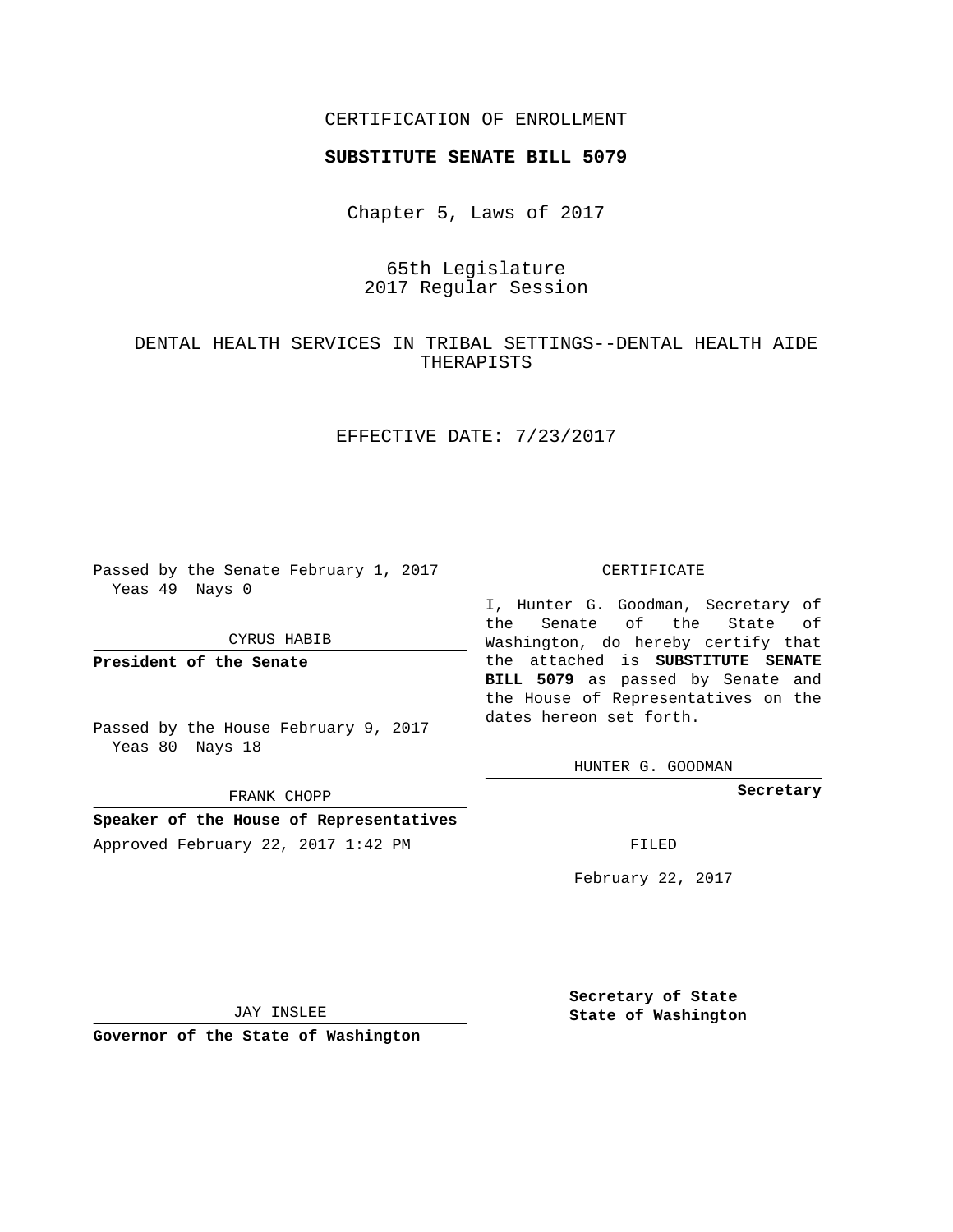CERTIFICATION OF ENROLLMENT

**SUBSTITUTE SENATE BILL 5079**

Chapter 5, Laws of 2017

65th Legislature
2017 Regular Session

DENTAL HEALTH SERVICES IN TRIBAL SETTINGS--DENTAL HEALTH AIDE THERAPISTS

EFFECTIVE DATE: 7/23/2017

Passed by the Senate February 1, 2017
Yeas 49 Nays 0

CYRUS HABIB

**President of the Senate**

Passed by the House February 9, 2017
Yeas 80 Nays 18

FRANK CHOPP

**Speaker of the House of Representatives**

Approved February 22, 2017 1:42 PM

JAY INSLEE

**Governor of the State of Washington**

CERTIFICATE

I, Hunter G. Goodman, Secretary of the Senate of the State of Washington, do hereby certify that the attached is **SUBSTITUTE SENATE BILL 5079** as passed by Senate and the House of Representatives on the dates hereon set forth.

HUNTER G. GOODMAN

**Secretary**

FILED

February 22, 2017

**Secretary of State**
**State of Washington**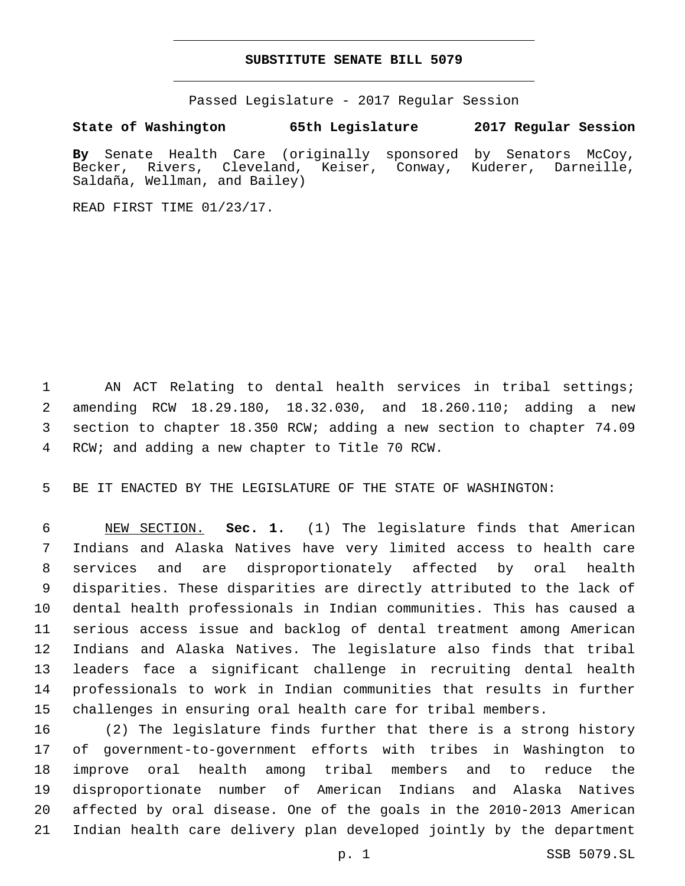# SUBSTITUTE SENATE BILL 5079

Passed Legislature - 2017 Regular Session

**State of Washington 65th Legislature 2017 Regular Session**

**By** Senate Health Care (originally sponsored by Senators McCoy, Becker, Rivers, Cleveland, Keiser, Conway, Kuderer, Darneille, Saldaña, Wellman, and Bailey)

READ FIRST TIME 01/23/17.

AN ACT Relating to dental health services in tribal settings; amending RCW 18.29.180, 18.32.030, and 18.260.110; adding a new section to chapter 18.350 RCW; adding a new section to chapter 74.09 RCW; and adding a new chapter to Title 70 RCW.

BE IT ENACTED BY THE LEGISLATURE OF THE STATE OF WASHINGTON:

NEW SECTION. **Sec. 1.** (1) The legislature finds that American Indians and Alaska Natives have very limited access to health care services and are disproportionately affected by oral health disparities. These disparities are directly attributed to the lack of dental health professionals in Indian communities. This has caused a serious access issue and backlog of dental treatment among American Indians and Alaska Natives. The legislature also finds that tribal leaders face a significant challenge in recruiting dental health professionals to work in Indian communities that results in further challenges in ensuring oral health care for tribal members.

(2) The legislature finds further that there is a strong history of government-to-government efforts with tribes in Washington to improve oral health among tribal members and to reduce the disproportionate number of American Indians and Alaska Natives affected by oral disease. One of the goals in the 2010-2013 American Indian health care delivery plan developed jointly by the department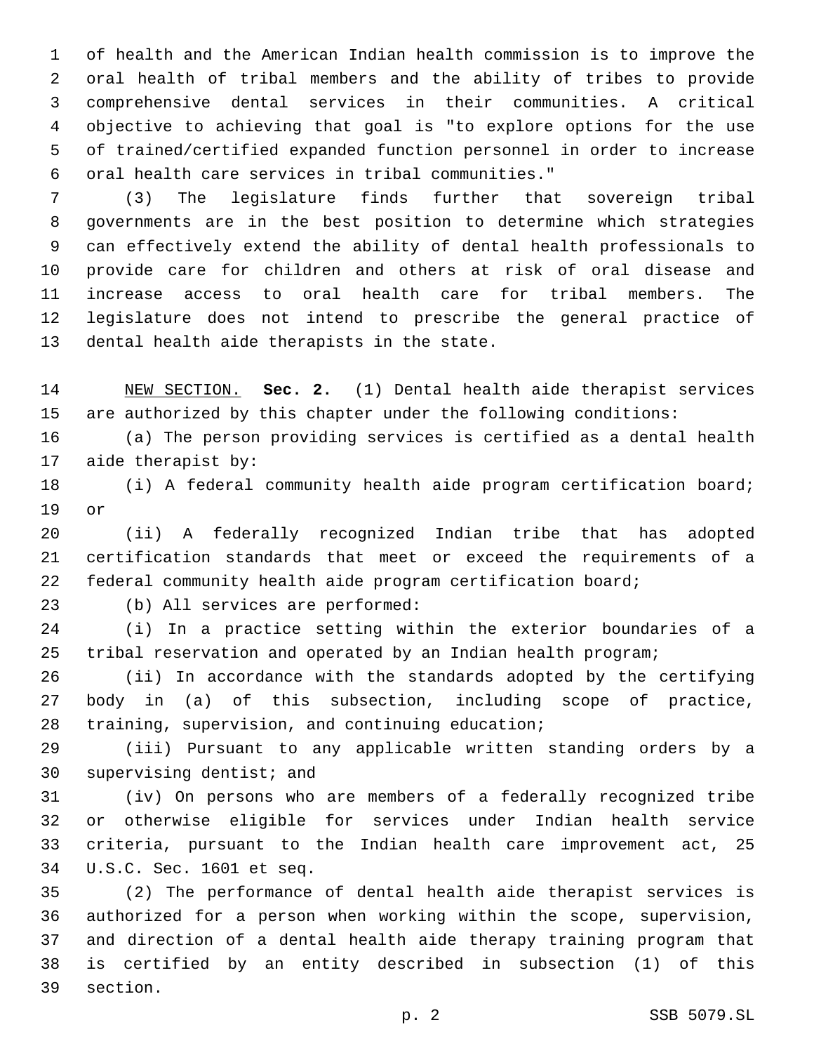of health and the American Indian health commission is to improve the oral health of tribal members and the ability of tribes to provide comprehensive dental services in their communities. A critical objective to achieving that goal is "to explore options for the use of trained/certified expanded function personnel in order to increase oral health care services in tribal communities."

(3) The legislature finds further that sovereign tribal governments are in the best position to determine which strategies can effectively extend the ability of dental health professionals to provide care for children and others at risk of oral disease and increase access to oral health care for tribal members. The legislature does not intend to prescribe the general practice of dental health aide therapists in the state.

NEW SECTION. **Sec. 2.** (1) Dental health aide therapist services are authorized by this chapter under the following conditions:

(a) The person providing services is certified as a dental health aide therapist by:

(i) A federal community health aide program certification board; or

(ii) A federally recognized Indian tribe that has adopted certification standards that meet or exceed the requirements of a federal community health aide program certification board;

(b) All services are performed:

(i) In a practice setting within the exterior boundaries of a tribal reservation and operated by an Indian health program;

(ii) In accordance with the standards adopted by the certifying body in (a) of this subsection, including scope of practice, training, supervision, and continuing education;

(iii) Pursuant to any applicable written standing orders by a supervising dentist; and

(iv) On persons who are members of a federally recognized tribe or otherwise eligible for services under Indian health service criteria, pursuant to the Indian health care improvement act, 25 U.S.C. Sec. 1601 et seq.

(2) The performance of dental health aide therapist services is authorized for a person when working within the scope, supervision, and direction of a dental health aide therapy training program that is certified by an entity described in subsection (1) of this section.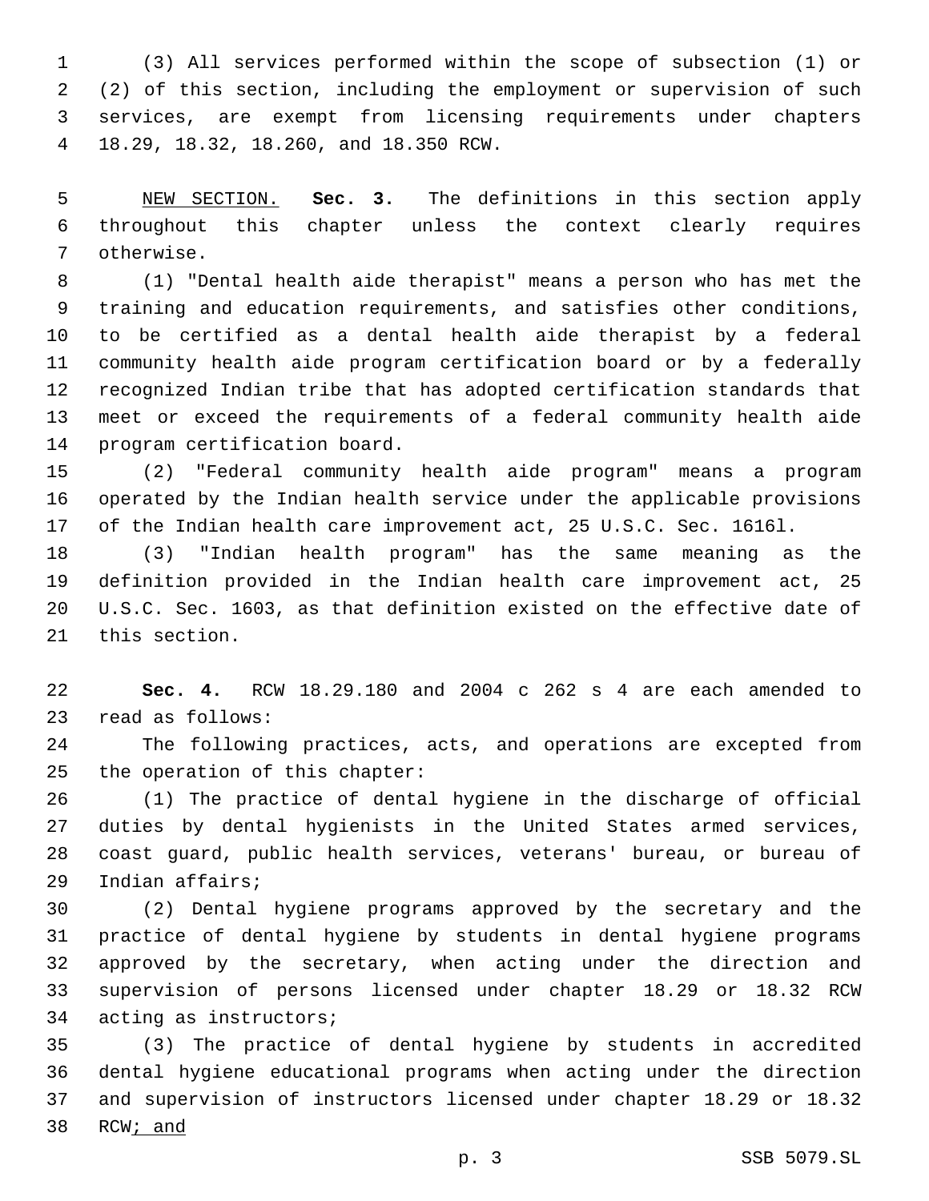(3) All services performed within the scope of subsection (1) or (2) of this section, including the employment or supervision of such services, are exempt from licensing requirements under chapters 18.29, 18.32, 18.260, and 18.350 RCW.

NEW SECTION. **Sec. 3.** The definitions in this section apply throughout this chapter unless the context clearly requires otherwise.

(1) "Dental health aide therapist" means a person who has met the training and education requirements, and satisfies other conditions, to be certified as a dental health aide therapist by a federal community health aide program certification board or by a federally recognized Indian tribe that has adopted certification standards that meet or exceed the requirements of a federal community health aide program certification board.

(2) "Federal community health aide program" means a program operated by the Indian health service under the applicable provisions of the Indian health care improvement act, 25 U.S.C. Sec. 1616l.

(3) "Indian health program" has the same meaning as the definition provided in the Indian health care improvement act, 25 U.S.C. Sec. 1603, as that definition existed on the effective date of this section.

**Sec. 4.** RCW 18.29.180 and 2004 c 262 s 4 are each amended to read as follows:

The following practices, acts, and operations are excepted from the operation of this chapter:

(1) The practice of dental hygiene in the discharge of official duties by dental hygienists in the United States armed services, coast guard, public health services, veterans' bureau, or bureau of Indian affairs;

(2) Dental hygiene programs approved by the secretary and the practice of dental hygiene by students in dental hygiene programs approved by the secretary, when acting under the direction and supervision of persons licensed under chapter 18.29 or 18.32 RCW acting as instructors;

(3) The practice of dental hygiene by students in accredited dental hygiene educational programs when acting under the direction and supervision of instructors licensed under chapter 18.29 or 18.32 RCW; and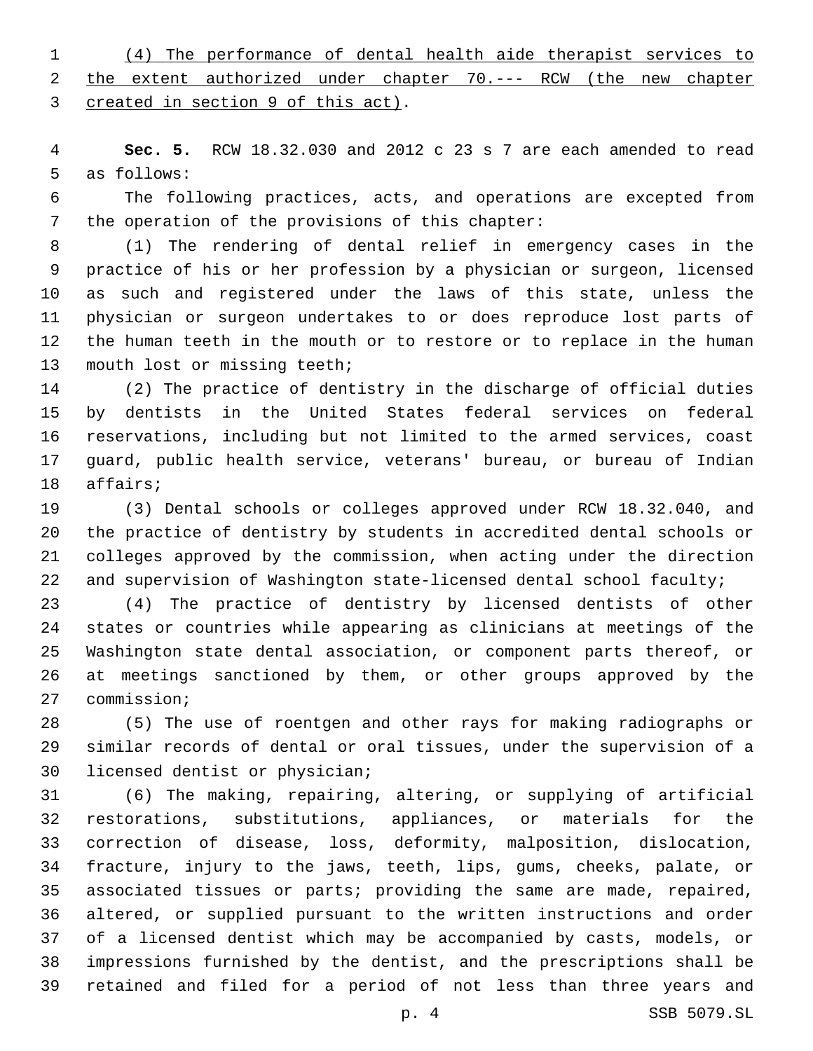(4) The performance of dental health aide therapist services to the extent authorized under chapter 70.--- RCW (the new chapter created in section 9 of this act).

**Sec. 5.** RCW 18.32.030 and 2012 c 23 s 7 are each amended to read as follows:

The following practices, acts, and operations are excepted from the operation of the provisions of this chapter:

(1) The rendering of dental relief in emergency cases in the practice of his or her profession by a physician or surgeon, licensed as such and registered under the laws of this state, unless the physician or surgeon undertakes to or does reproduce lost parts of the human teeth in the mouth or to restore or to replace in the human mouth lost or missing teeth;

(2) The practice of dentistry in the discharge of official duties by dentists in the United States federal services on federal reservations, including but not limited to the armed services, coast guard, public health service, veterans' bureau, or bureau of Indian affairs;

(3) Dental schools or colleges approved under RCW 18.32.040, and the practice of dentistry by students in accredited dental schools or colleges approved by the commission, when acting under the direction and supervision of Washington state-licensed dental school faculty;

(4) The practice of dentistry by licensed dentists of other states or countries while appearing as clinicians at meetings of the Washington state dental association, or component parts thereof, or at meetings sanctioned by them, or other groups approved by the commission;

(5) The use of roentgen and other rays for making radiographs or similar records of dental or oral tissues, under the supervision of a licensed dentist or physician;

(6) The making, repairing, altering, or supplying of artificial restorations, substitutions, appliances, or materials for the correction of disease, loss, deformity, malposition, dislocation, fracture, injury to the jaws, teeth, lips, gums, cheeks, palate, or associated tissues or parts; providing the same are made, repaired, altered, or supplied pursuant to the written instructions and order of a licensed dentist which may be accompanied by casts, models, or impressions furnished by the dentist, and the prescriptions shall be retained and filed for a period of not less than three years and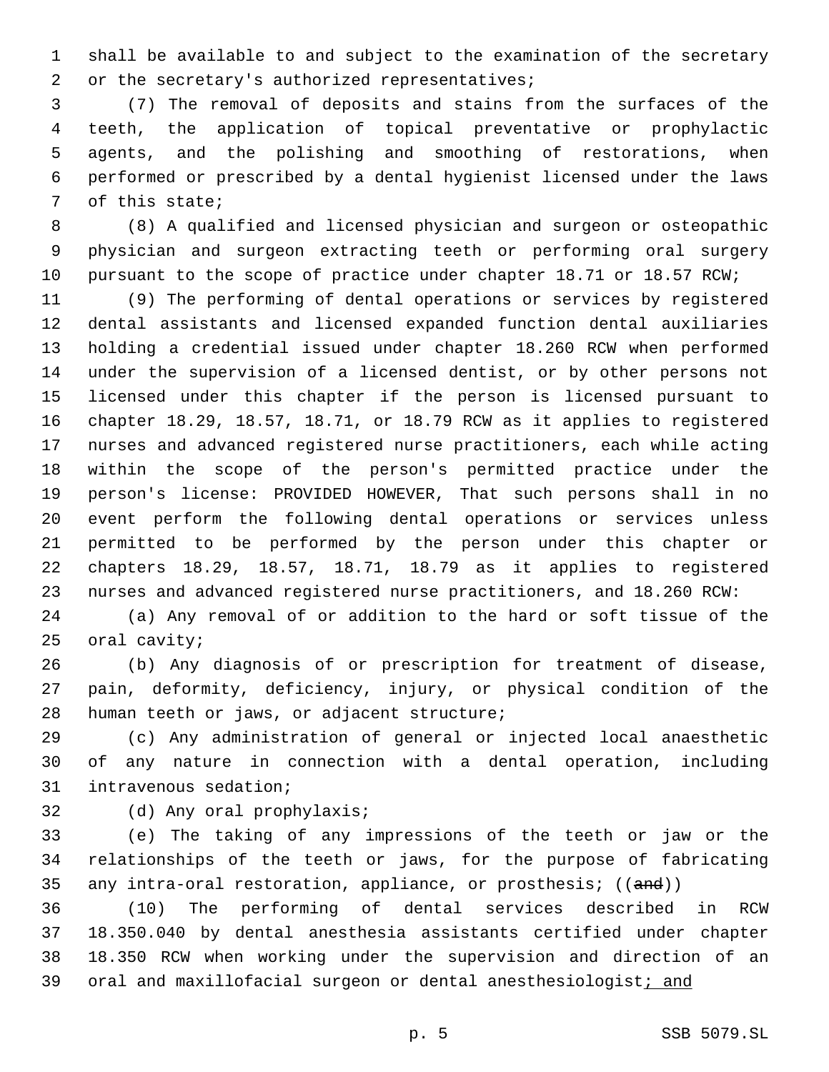shall be available to and subject to the examination of the secretary or the secretary's authorized representatives;

(7) The removal of deposits and stains from the surfaces of the teeth, the application of topical preventative or prophylactic agents, and the polishing and smoothing of restorations, when performed or prescribed by a dental hygienist licensed under the laws of this state;

(8) A qualified and licensed physician and surgeon or osteopathic physician and surgeon extracting teeth or performing oral surgery pursuant to the scope of practice under chapter 18.71 or 18.57 RCW;

(9) The performing of dental operations or services by registered dental assistants and licensed expanded function dental auxiliaries holding a credential issued under chapter 18.260 RCW when performed under the supervision of a licensed dentist, or by other persons not licensed under this chapter if the person is licensed pursuant to chapter 18.29, 18.57, 18.71, or 18.79 RCW as it applies to registered nurses and advanced registered nurse practitioners, each while acting within the scope of the person's permitted practice under the person's license: PROVIDED HOWEVER, That such persons shall in no event perform the following dental operations or services unless permitted to be performed by the person under this chapter or chapters 18.29, 18.57, 18.71, 18.79 as it applies to registered nurses and advanced registered nurse practitioners, and 18.260 RCW:

(a) Any removal of or addition to the hard or soft tissue of the oral cavity;

(b) Any diagnosis of or prescription for treatment of disease, pain, deformity, deficiency, injury, or physical condition of the human teeth or jaws, or adjacent structure;

(c) Any administration of general or injected local anaesthetic of any nature in connection with a dental operation, including intravenous sedation;

(d) Any oral prophylaxis;

(e) The taking of any impressions of the teeth or jaw or the relationships of the teeth or jaws, for the purpose of fabricating any intra-oral restoration, appliance, or prosthesis; ((~~and~~))

(10) The performing of dental services described in RCW 18.350.040 by dental anesthesia assistants certified under chapter 18.350 RCW when working under the supervision and direction of an oral and maxillofacial surgeon or dental anesthesiologist<u>; and</u>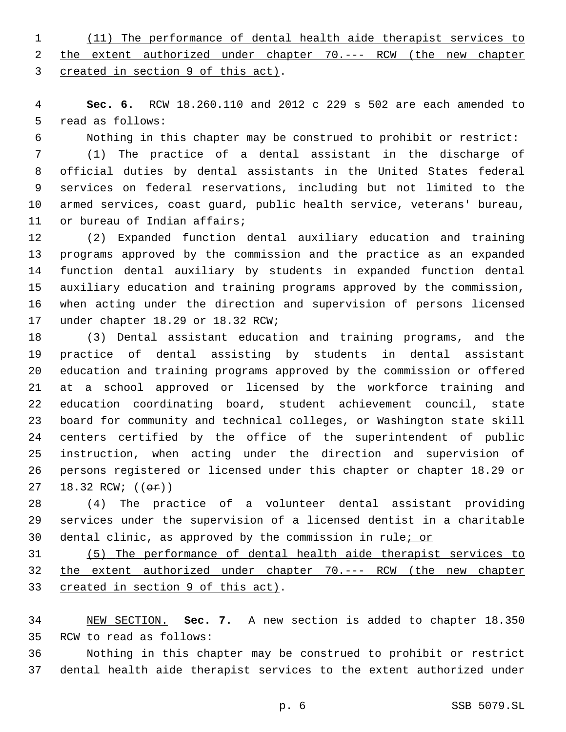(11) The performance of dental health aide therapist services to the extent authorized under chapter 70.--- RCW (the new chapter created in section 9 of this act).

**Sec. 6.** RCW 18.260.110 and 2012 c 229 s 502 are each amended to read as follows:

Nothing in this chapter may be construed to prohibit or restrict:

(1) The practice of a dental assistant in the discharge of official duties by dental assistants in the United States federal services on federal reservations, including but not limited to the armed services, coast guard, public health service, veterans' bureau, or bureau of Indian affairs;

(2) Expanded function dental auxiliary education and training programs approved by the commission and the practice as an expanded function dental auxiliary by students in expanded function dental auxiliary education and training programs approved by the commission, when acting under the direction and supervision of persons licensed under chapter 18.29 or 18.32 RCW;

(3) Dental assistant education and training programs, and the practice of dental assisting by students in dental assistant education and training programs approved by the commission or offered at a school approved or licensed by the workforce training and education coordinating board, student achievement council, state board for community and technical colleges, or Washington state skill centers certified by the office of the superintendent of public instruction, when acting under the direction and supervision of persons registered or licensed under this chapter or chapter 18.29 or 18.32 RCW; ((~~or~~))

(4) The practice of a volunteer dental assistant providing services under the supervision of a licensed dentist in a charitable dental clinic, as approved by the commission in rule; or

(5) The performance of dental health aide therapist services to the extent authorized under chapter 70.--- RCW (the new chapter created in section 9 of this act).

NEW SECTION. **Sec. 7.** A new section is added to chapter 18.350 RCW to read as follows:

Nothing in this chapter may be construed to prohibit or restrict dental health aide therapist services to the extent authorized under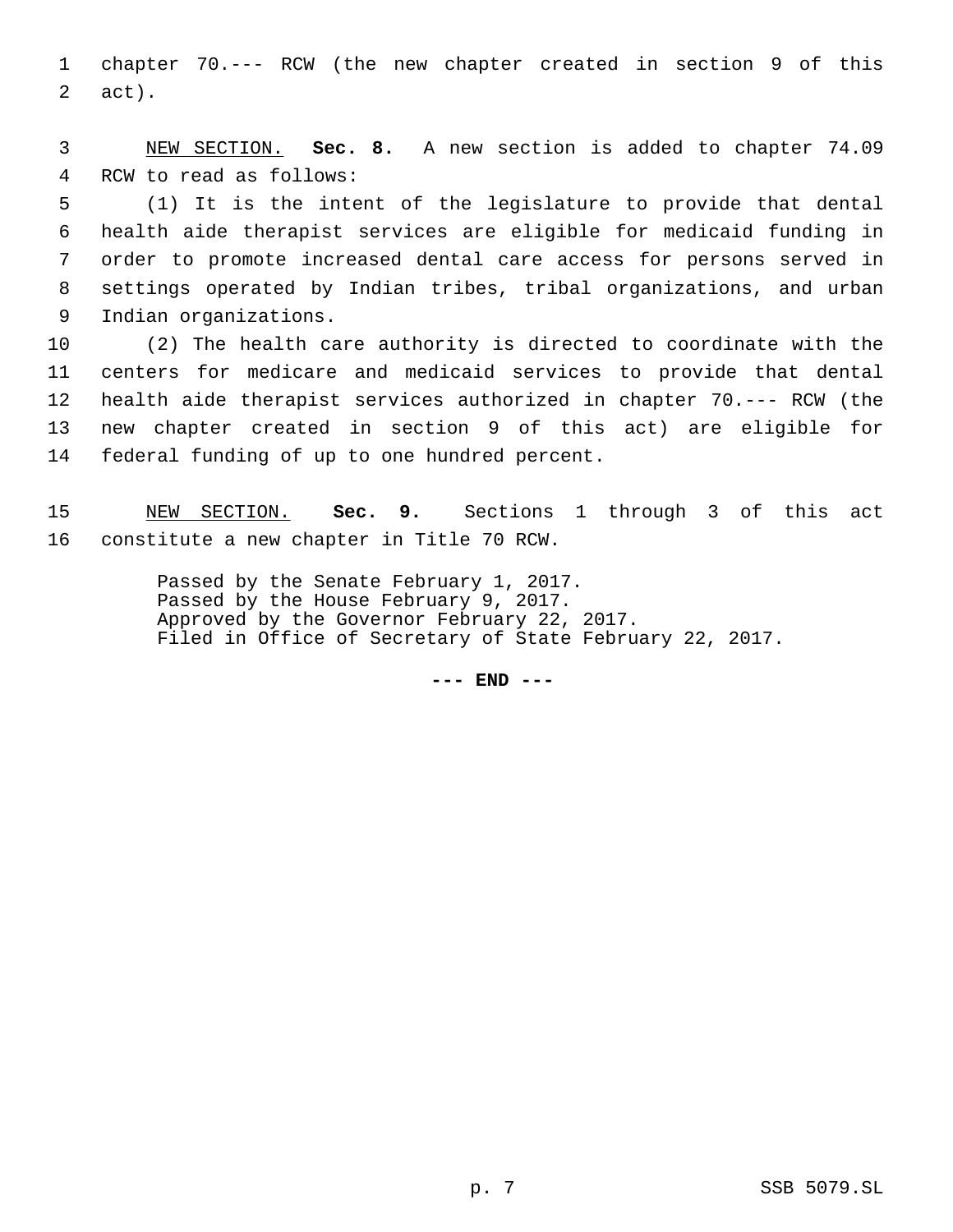chapter 70.--- RCW (the new chapter created in section 9 of this act).

NEW SECTION. **Sec. 8.** A new section is added to chapter 74.09 RCW to read as follows:

(1) It is the intent of the legislature to provide that dental health aide therapist services are eligible for medicaid funding in order to promote increased dental care access for persons served in settings operated by Indian tribes, tribal organizations, and urban Indian organizations.

(2) The health care authority is directed to coordinate with the centers for medicare and medicaid services to provide that dental health aide therapist services authorized in chapter 70.--- RCW (the new chapter created in section 9 of this act) are eligible for federal funding of up to one hundred percent.

NEW SECTION. **Sec. 9.** Sections 1 through 3 of this act constitute a new chapter in Title 70 RCW.

Passed by the Senate February 1, 2017.
Passed by the House February 9, 2017.
Approved by the Governor February 22, 2017.
Filed in Office of Secretary of State February 22, 2017.

**--- END ---**